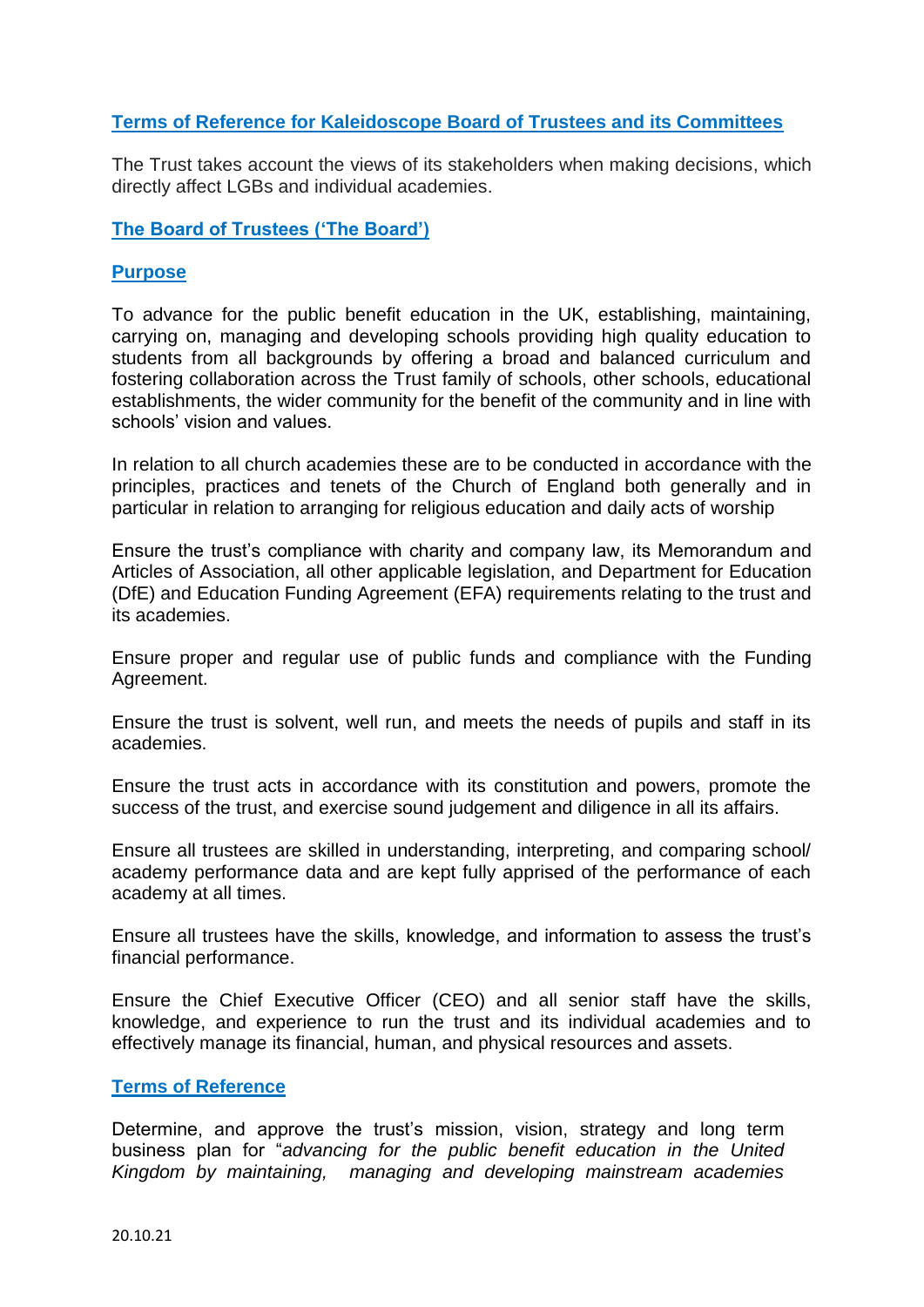## Terms of Reference for Kaleidoscope Board of Trustees and its Committees

The Trust takes account the views of its stakeholders when making decisions, which directly affect LGBs and individual academies.

### The Board of Trustees ('The Board')

#### Purpose

To advance for the public benefit education in the UK, establishing, maintaining, carrying on, managing and developing schools providing high quality education to students from all backgrounds by offering a broad and balanced curriculum and fostering collaboration across the Trust family of schools, other schools, educational establishments, the wider community for the benefit of the community and in line with schools' vision and values.

In relation to all church academies these are to be conducted in accordance with the principles, practices and tenets of the Church of England both generally and in particular in relation to arranging for religious education and daily acts of worship

Ensure the trust's compliance with charity and company law, its Memorandum and Articles of Association, all other applicable legislation, and Department for Education (DfE) and Education Funding Agreement (EFA) requirements relating to the trust and its academies.

Ensure proper and regular use of public funds and compliance with the Funding Agreement.

Ensure the trust is solvent, well run, and meets the needs of pupils and staff in its academies.

Ensure the trust acts in accordance with its constitution and powers, promote the success of the trust, and exercise sound judgement and diligence in all its affairs.

Ensure all trustees are skilled in understanding, interpreting, and comparing school/ academy performance data and are kept fully apprised of the performance of each academy at all times.

Ensure all trustees have the skills, knowledge, and information to assess the trust's financial performance.

Ensure the Chief Executive Officer (CEO) and all senior staff have the skills, knowledge, and experience to run the trust and its individual academies and to effectively manage its financial, human, and physical resources and assets.

#### Terms of Reference

Determine, and approve the trust's mission, vision, strategy and long term business plan for "*advancing for the public benefit education in the United Kingdom by maintaining, managing and developing mainstream academies*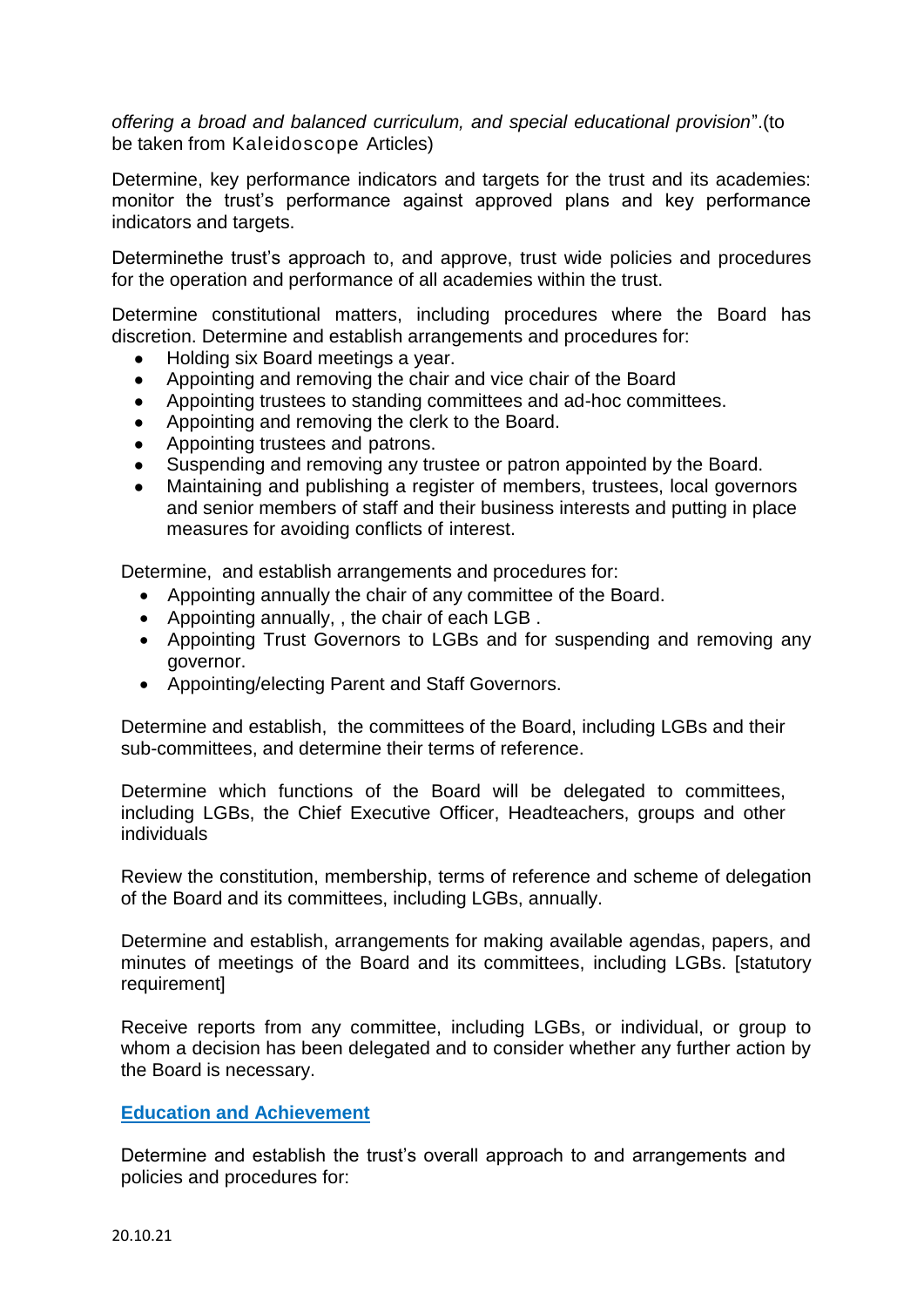*offering a broad and balanced curriculum, and special educational provision*".(to be taken from Kaleidoscope Articles)

Determine, key performance indicators and targets for the trust and its academies: monitor the trust's performance against approved plans and key performance indicators and targets.

Determinethe trust's approach to, and approve, trust wide policies and procedures for the operation and performance of all academies within the trust.

Determine constitutional matters, including procedures where the Board has discretion. Determine and establish arrangements and procedures for:

- Holding six Board meetings a year.
- Appointing and removing the chair and vice chair of the Board
- Appointing trustees to standing committees and ad-hoc committees.
- Appointing and removing the clerk to the Board.
- Appointing trustees and patrons.
- Suspending and removing any trustee or patron appointed by the Board.
- Maintaining and publishing a register of members, trustees, local governors and senior members of staff and their business interests and putting in place measures for avoiding conflicts of interest.

Determine, and establish arrangements and procedures for:

- Appointing annually the chair of any committee of the Board.
- Appointing annually, , the chair of each LGB .
- Appointing Trust Governors to LGBs and for suspending and removing any governor.
- Appointing/electing Parent and Staff Governors.

Determine and establish, the committees of the Board, including LGBs and their sub-committees, and determine their terms of reference.

Determine which functions of the Board will be delegated to committees, including LGBs, the Chief Executive Officer, Headteachers, groups and other individuals

Review the constitution, membership, terms of reference and scheme of delegation of the Board and its committees, including LGBs, annually.

Determine and establish, arrangements for making available agendas, papers, and minutes of meetings of the Board and its committees, including LGBs. [statutory requirement]

Receive reports from any committee, including LGBs, or individual, or group to whom a decision has been delegated and to consider whether any further action by the Board is necessary.

**Education and Achievement**

Determine and establish the trust's overall approach to and arrangements and policies and procedures for: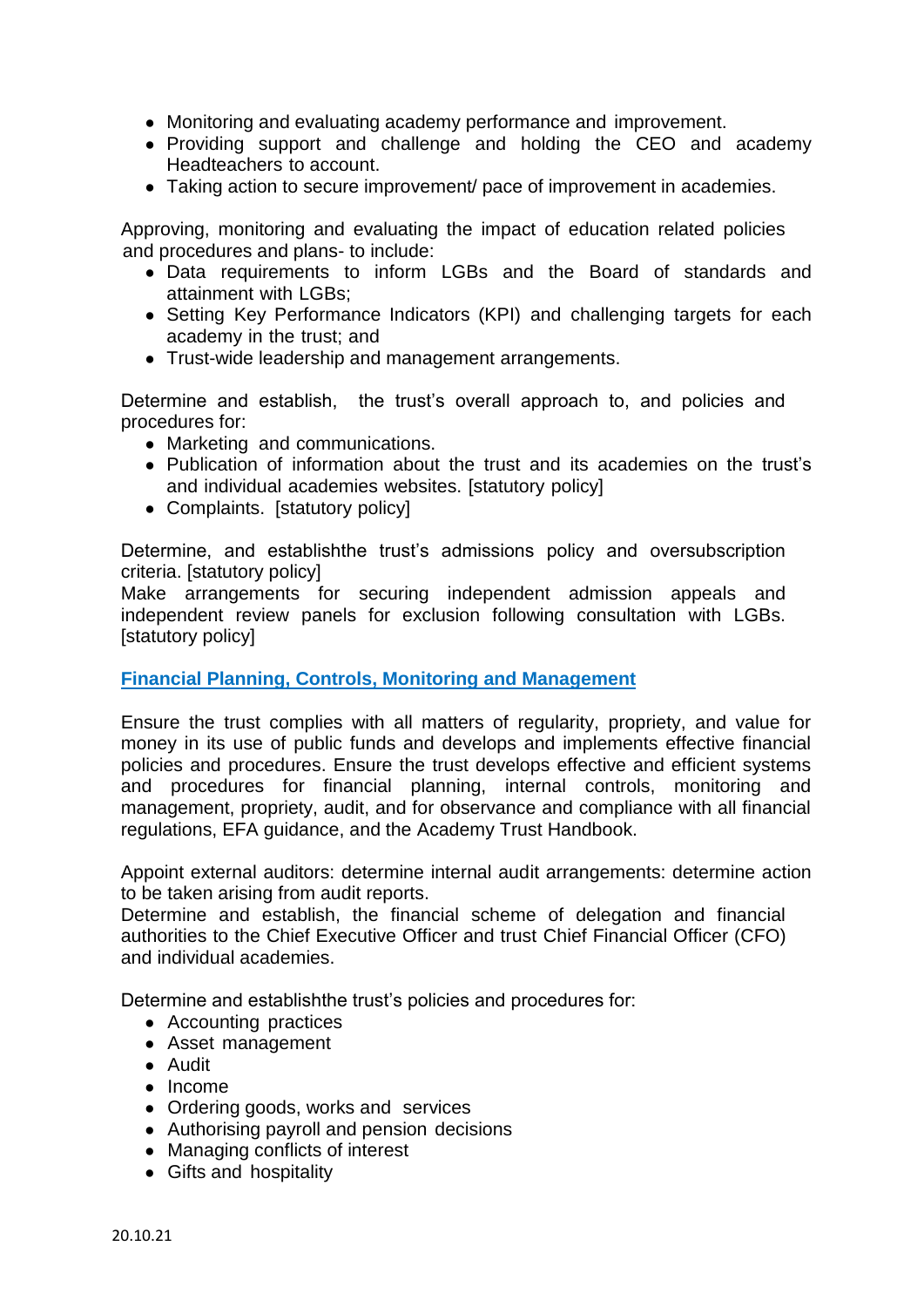- Monitoring and evaluating academy performance and improvement.
- Providing support and challenge and holding the CEO and academy Headteachers to account.
- Taking action to secure improvement/ pace of improvement in academies.

Approving, monitoring and evaluating the impact of education related policies and procedures and plans- to include:

- Data requirements to inform LGBs and the Board of standards and attainment with LGBs;
- Setting Key Performance Indicators (KPI) and challenging targets for each academy in the trust; and
- Trust-wide leadership and management arrangements.

Determine and establish, the trust's overall approach to, and policies and procedures for:

- Marketing and communications.
- Publication of information about the trust and its academies on the trust's and individual academies websites. [statutory policy]
- Complaints. [statutory policy]

Determine, and establishthe trust's admissions policy and oversubscription criteria. [statutory policy]
Make arrangements for securing independent admission appeals and independent review panels for exclusion following consultation with LGBs. [statutory policy]

## Financial Planning, Controls, Monitoring and Management

Ensure the trust complies with all matters of regularity, propriety, and value for money in its use of public funds and develops and implements effective financial policies and procedures. Ensure the trust develops effective and efficient systems and procedures for financial planning, internal controls, monitoring and management, propriety, audit, and for observance and compliance with all financial regulations, EFA guidance, and the Academy Trust Handbook.

Appoint external auditors: determine internal audit arrangements: determine action to be taken arising from audit reports.
Determine and establish, the financial scheme of delegation and financial authorities to the Chief Executive Officer and trust Chief Financial Officer (CFO) and individual academies.

Determine and establishthe trust's policies and procedures for:

- Accounting practices
- Asset management
- Audit
- Income
- Ordering goods, works and services
- Authorising payroll and pension decisions
- Managing conflicts of interest
- Gifts and hospitality

20.10.21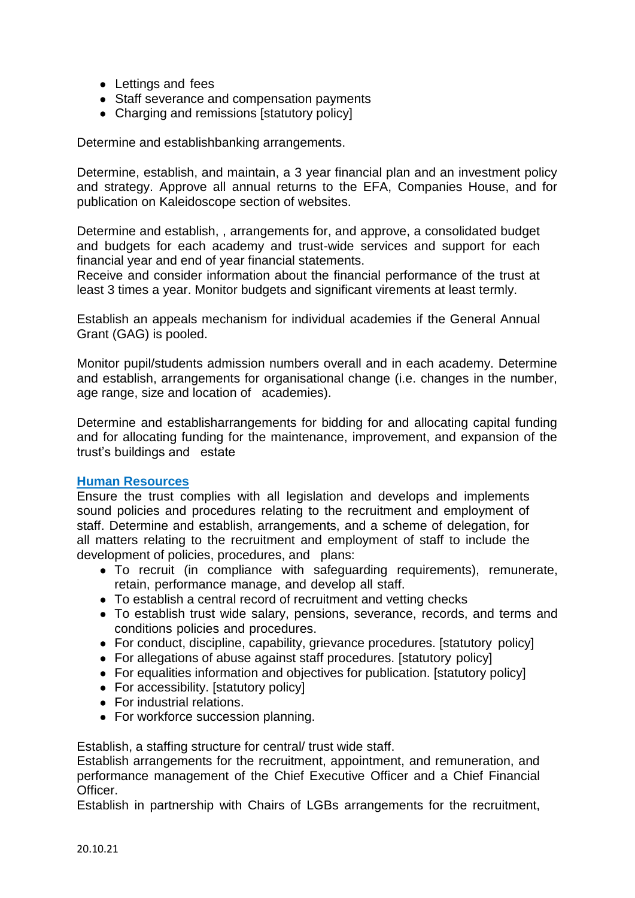- Lettings and fees
- Staff severance and compensation payments
- Charging and remissions [statutory policy]

Determine and establishbanking arrangements.

Determine, establish, and maintain, a 3 year financial plan and an investment policy and strategy. Approve all annual returns to the EFA, Companies House, and for publication on Kaleidoscope section of websites.

Determine and establish, , arrangements for, and approve, a consolidated budget and budgets for each academy and trust-wide services and support for each financial year and end of year financial statements.
Receive and consider information about the financial performance of the trust at least 3 times a year. Monitor budgets and significant virements at least termly.

Establish an appeals mechanism for individual academies if the General Annual Grant (GAG) is pooled.

Monitor pupil/students admission numbers overall and in each academy. Determine and establish, arrangements for organisational change (i.e. changes in the number, age range, size and location of academies).

Determine and establisharrangements for bidding for and allocating capital funding and for allocating funding for the maintenance, improvement, and expansion of the trust's buildings and estate

**Human Resources**

Ensure the trust complies with all legislation and develops and implements sound policies and procedures relating to the recruitment and employment of staff. Determine and establish, arrangements, and a scheme of delegation, for all matters relating to the recruitment and employment of staff to include the development of policies, procedures, and plans:

- To recruit (in compliance with safeguarding requirements), remunerate, retain, performance manage, and develop all staff.
- To establish a central record of recruitment and vetting checks
- To establish trust wide salary, pensions, severance, records, and terms and conditions policies and procedures.
- For conduct, discipline, capability, grievance procedures. [statutory policy]
- For allegations of abuse against staff procedures. [statutory policy]
- For equalities information and objectives for publication. [statutory policy]
- For accessibility. [statutory policy]
- For industrial relations.
- For workforce succession planning.

Establish, a staffing structure for central/ trust wide staff.
Establish arrangements for the recruitment, appointment, and remuneration, and performance management of the Chief Executive Officer and a Chief Financial Officer.
Establish in partnership with Chairs of LGBs arrangements for the recruitment,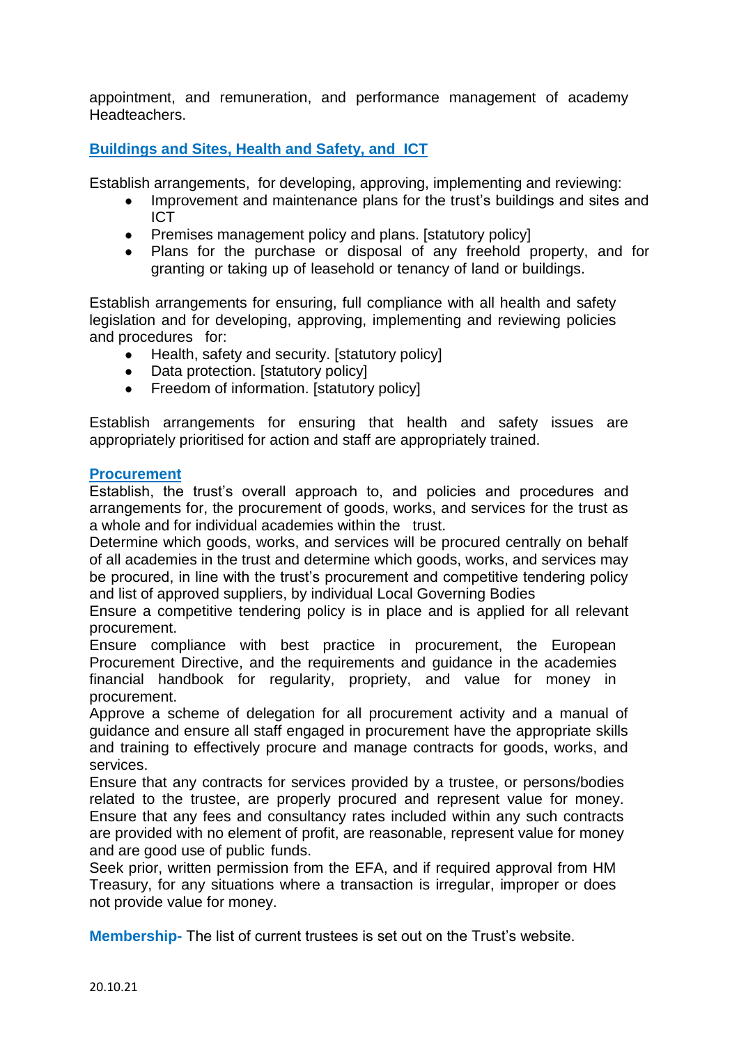appointment, and remuneration, and performance management of academy Headteachers.

**Buildings and Sites, Health and Safety, and ICT**

Establish arrangements, for developing, approving, implementing and reviewing:

- Improvement and maintenance plans for the trust's buildings and sites and ICT
- Premises management policy and plans. [statutory policy]
- Plans for the purchase or disposal of any freehold property, and for granting or taking up of leasehold or tenancy of land or buildings.

Establish arrangements for ensuring, full compliance with all health and safety legislation and for developing, approving, implementing and reviewing policies and procedures for:

- Health, safety and security. [statutory policy]
- Data protection. [statutory policy]
- Freedom of information. [statutory policy]

Establish arrangements for ensuring that health and safety issues are appropriately prioritised for action and staff are appropriately trained.

**Procurement**

Establish, the trust's overall approach to, and policies and procedures and arrangements for, the procurement of goods, works, and services for the trust as a whole and for individual academies within the trust.

Determine which goods, works, and services will be procured centrally on behalf of all academies in the trust and determine which goods, works, and services may be procured, in line with the trust's procurement and competitive tendering policy and list of approved suppliers, by individual Local Governing Bodies

Ensure a competitive tendering policy is in place and is applied for all relevant procurement.

Ensure compliance with best practice in procurement, the European Procurement Directive, and the requirements and guidance in the academies financial handbook for regularity, propriety, and value for money in procurement.

Approve a scheme of delegation for all procurement activity and a manual of guidance and ensure all staff engaged in procurement have the appropriate skills and training to effectively procure and manage contracts for goods, works, and services.

Ensure that any contracts for services provided by a trustee, or persons/bodies related to the trustee, are properly procured and represent value for money. Ensure that any fees and consultancy rates included within any such contracts are provided with no element of profit, are reasonable, represent value for money and are good use of public funds.

Seek prior, written permission from the EFA, and if required approval from HM Treasury, for any situations where a transaction is irregular, improper or does not provide value for money.

**Membership-** The list of current trustees is set out on the Trust's website.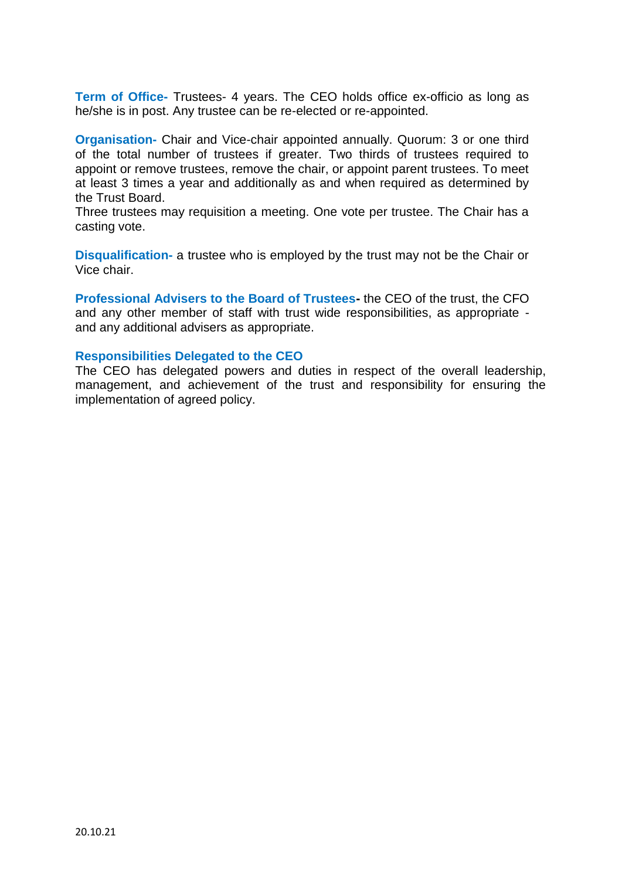**Term of Office-** Trustees- 4 years. The CEO holds office ex-officio as long as he/she is in post. Any trustee can be re-elected or re-appointed.

**Organisation-** Chair and Vice-chair appointed annually. Quorum: 3 or one third of the total number of trustees if greater. Two thirds of trustees required to appoint or remove trustees, remove the chair, or appoint parent trustees. To meet at least 3 times a year and additionally as and when required as determined by the Trust Board.
Three trustees may requisition a meeting. One vote per trustee. The Chair has a casting vote.

**Disqualification-** a trustee who is employed by the trust may not be the Chair or Vice chair.

**Professional Advisers to the Board of Trustees-** the CEO of the trust, the CFO and any other member of staff with trust wide responsibilities, as appropriate - and any additional advisers as appropriate.

**Responsibilities Delegated to the CEO**

The CEO has delegated powers and duties in respect of the overall leadership, management, and achievement of the trust and responsibility for ensuring the implementation of agreed policy.

20.10.21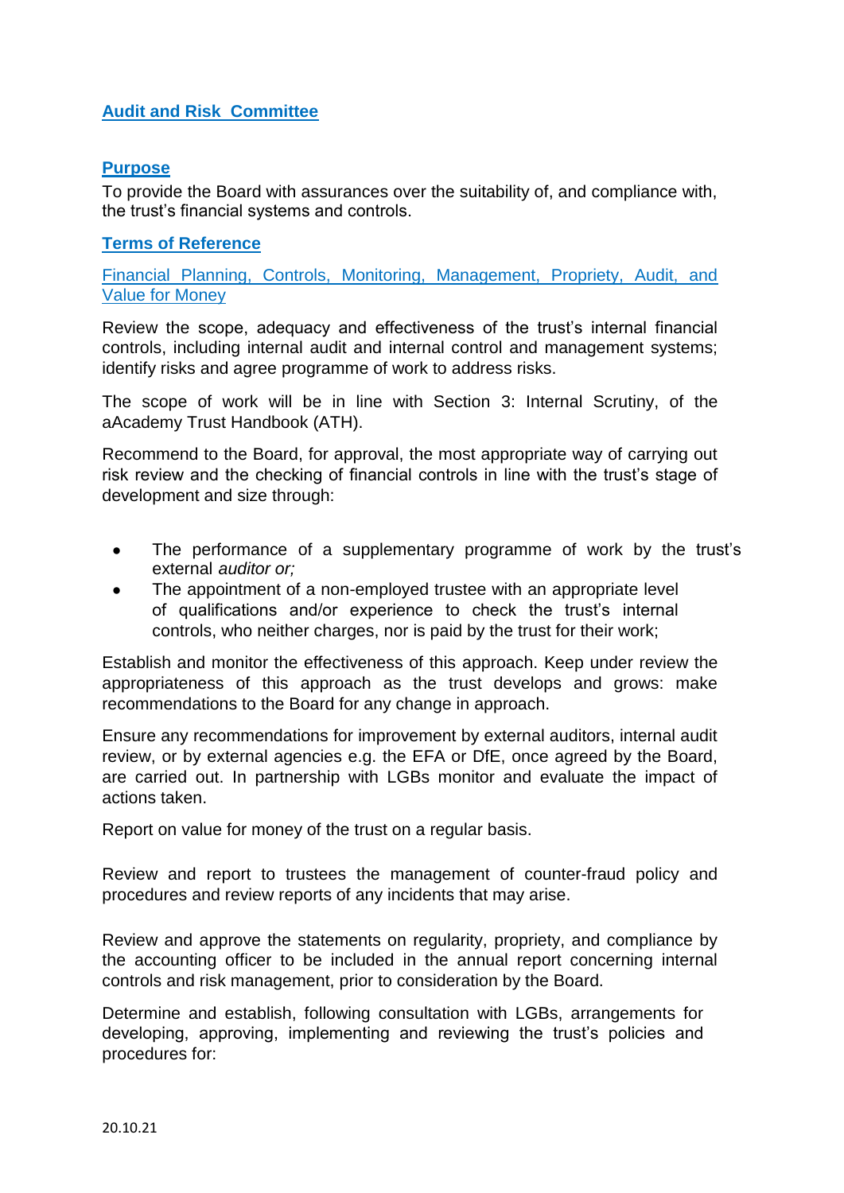## Audit and Risk  Committee

### Purpose

To provide the Board with assurances over the suitability of, and compliance with, the trust's financial systems and controls.

### Terms of Reference

Financial Planning, Controls, Monitoring, Management, Propriety, Audit, and Value for Money

Review the scope, adequacy and effectiveness of the trust's internal financial controls, including internal audit and internal control and management systems; identify risks and agree programme of work to address risks.

The scope of work will be in line with Section 3: Internal Scrutiny, of the aAcademy Trust Handbook (ATH).

Recommend to the Board, for approval, the most appropriate way of carrying out risk review and the checking of financial controls in line with the trust's stage of development and size through:

- The performance of a supplementary programme of work by the trust's external *auditor or;*
- The appointment of a non-employed trustee with an appropriate level of qualifications and/or experience to check the trust's internal controls, who neither charges, nor is paid by the trust for their work;

Establish and monitor the effectiveness of this approach. Keep under review the appropriateness of this approach as the trust develops and grows: make recommendations to the Board for any change in approach.

Ensure any recommendations for improvement by external auditors, internal audit review, or by external agencies e.g. the EFA or DfE, once agreed by the Board, are carried out. In partnership with LGBs monitor and evaluate the impact of actions taken.

Report on value for money of the trust on a regular basis.

Review and report to trustees the management of counter-fraud policy and procedures and review reports of any incidents that may arise.

Review and approve the statements on regularity, propriety, and compliance by the accounting officer to be included in the annual report concerning internal controls and risk management, prior to consideration by the Board.

Determine and establish, following consultation with LGBs, arrangements for developing, approving, implementing and reviewing the trust's policies and procedures for: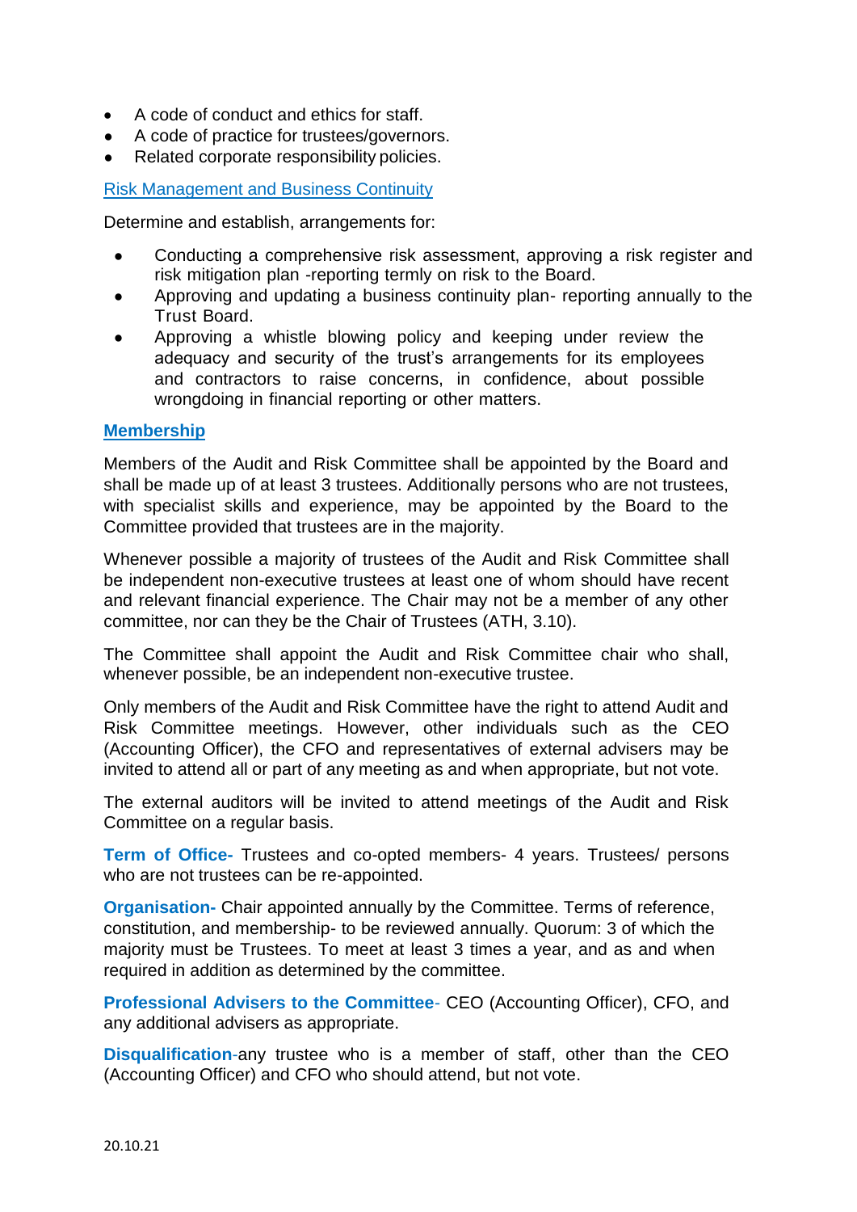- A code of conduct and ethics for staff.
- A code of practice for trustees/governors.
- Related corporate responsibility policies.

Risk Management and Business Continuity

Determine and establish, arrangements for:

- Conducting a comprehensive risk assessment, approving a risk register and risk mitigation plan -reporting termly on risk to the Board.
- Approving and updating a business continuity plan- reporting annually to the Trust Board.
- Approving a whistle blowing policy and keeping under review the adequacy and security of the trust's arrangements for its employees and contractors to raise concerns, in confidence, about possible wrongdoing in financial reporting or other matters.

**Membership**

Members of the Audit and Risk Committee shall be appointed by the Board and shall be made up of at least 3 trustees. Additionally persons who are not trustees, with specialist skills and experience, may be appointed by the Board to the Committee provided that trustees are in the majority.

Whenever possible a majority of trustees of the Audit and Risk Committee shall be independent non-executive trustees at least one of whom should have recent and relevant financial experience. The Chair may not be a member of any other committee, nor can they be the Chair of Trustees (ATH, 3.10).

The Committee shall appoint the Audit and Risk Committee chair who shall, whenever possible, be an independent non-executive trustee.

Only members of the Audit and Risk Committee have the right to attend Audit and Risk Committee meetings. However, other individuals such as the CEO (Accounting Officer), the CFO and representatives of external advisers may be invited to attend all or part of any meeting as and when appropriate, but not vote.

The external auditors will be invited to attend meetings of the Audit and Risk Committee on a regular basis.

**Term of Office-** Trustees and co-opted members- 4 years. Trustees/ persons who are not trustees can be re-appointed.

**Organisation-** Chair appointed annually by the Committee. Terms of reference, constitution, and membership- to be reviewed annually. Quorum: 3 of which the majority must be Trustees. To meet at least 3 times a year, and as and when required in addition as determined by the committee.

**Professional Advisers to the Committee**- CEO (Accounting Officer), CFO, and any additional advisers as appropriate.

**Disqualification**-any trustee who is a member of staff, other than the CEO (Accounting Officer) and CFO who should attend, but not vote.

20.10.21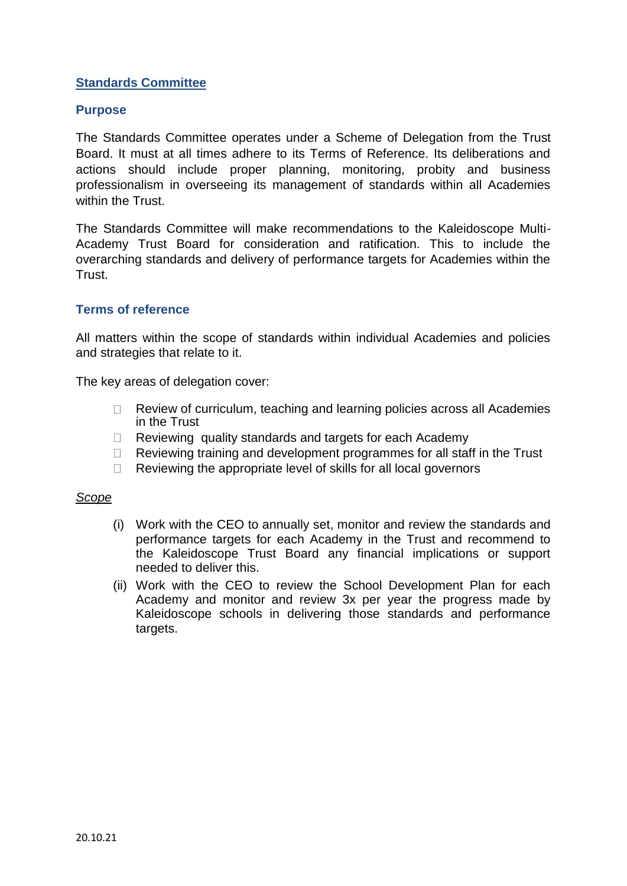## Standards Committee

### Purpose

The Standards Committee operates under a Scheme of Delegation from the Trust Board. It must at all times adhere to its Terms of Reference. Its deliberations and actions should include proper planning, monitoring, probity and business professionalism in overseeing its management of standards within all Academies within the Trust.

The Standards Committee will make recommendations to the Kaleidoscope Multi-Academy Trust Board for consideration and ratification. This to include the overarching standards and delivery of performance targets for Academies within the Trust.

### Terms of reference

All matters within the scope of standards within individual Academies and policies and strategies that relate to it.

The key areas of delegation cover:

- Review of curriculum, teaching and learning policies across all Academies in the Trust
- Reviewing quality standards and targets for each Academy
- Reviewing training and development programmes for all staff in the Trust
- Reviewing the appropriate level of skills for all local governors

*Scope*

(i) Work with the CEO to annually set, monitor and review the standards and performance targets for each Academy in the Trust and recommend to the Kaleidoscope Trust Board any financial implications or support needed to deliver this.

(ii) Work with the CEO to review the School Development Plan for each Academy and monitor and review 3x per year the progress made by Kaleidoscope schools in delivering those standards and performance targets.

20.10.21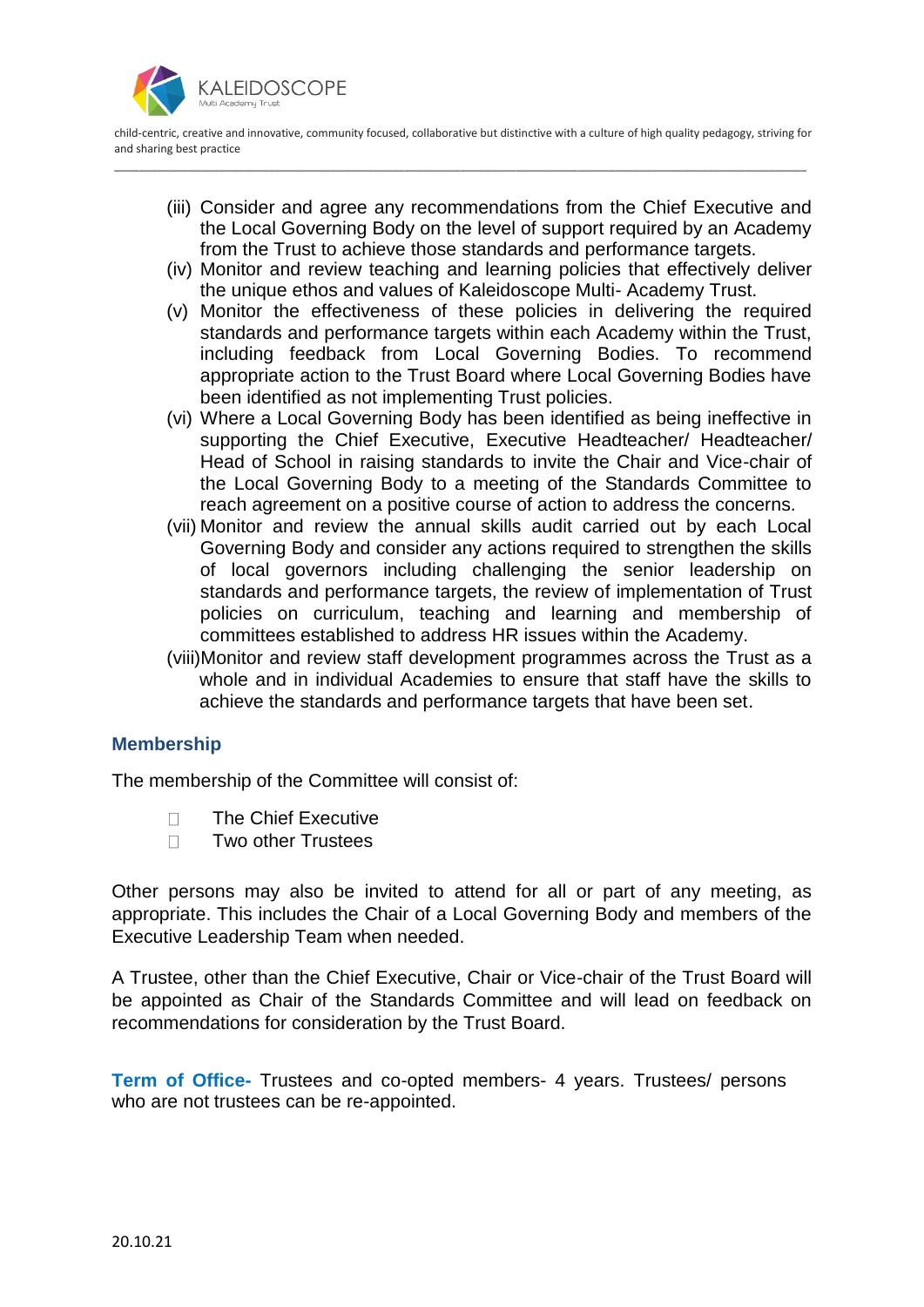(iii) Consider and agree any recommendations from the Chief Executive and the Local Governing Body on the level of support required by an Academy from the Trust to achieve those standards and performance targets.

(iv) Monitor and review teaching and learning policies that effectively deliver the unique ethos and values of Kaleidoscope Multi- Academy Trust.

(v) Monitor the effectiveness of these policies in delivering the required standards and performance targets within each Academy within the Trust, including feedback from Local Governing Bodies. To recommend appropriate action to the Trust Board where Local Governing Bodies have been identified as not implementing Trust policies.

(vi) Where a Local Governing Body has been identified as being ineffective in supporting the Chief Executive, Executive Headteacher/ Headteacher/ Head of School in raising standards to invite the Chair and Vice-chair of the Local Governing Body to a meeting of the Standards Committee to reach agreement on a positive course of action to address the concerns.

(vii) Monitor and review the annual skills audit carried out by each Local Governing Body and consider any actions required to strengthen the skills of local governors including challenging the senior leadership on standards and performance targets, the review of implementation of Trust policies on curriculum, teaching and learning and membership of committees established to address HR issues within the Academy.

(viii)Monitor and review staff development programmes across the Trust as a whole and in individual Academies to ensure that staff have the skills to achieve the standards and performance targets that have been set.

## Membership

The membership of the Committee will consist of:

- The Chief Executive
- Two other Trustees

Other persons may also be invited to attend for all or part of any meeting, as appropriate. This includes the Chair of a Local Governing Body and members of the Executive Leadership Team when needed.

A Trustee, other than the Chief Executive, Chair or Vice-chair of the Trust Board will be appointed as Chair of the Standards Committee and will lead on feedback on recommendations for consideration by the Trust Board.

**Term of Office-** Trustees and co-opted members- 4 years. Trustees/ persons who are not trustees can be re-appointed.

20.10.21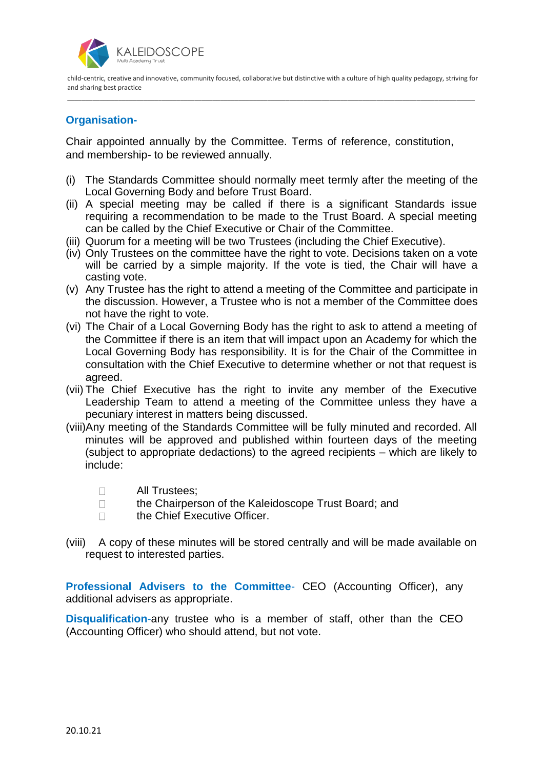## Organisation-

Chair appointed annually by the Committee. Terms of reference, constitution, and membership- to be reviewed annually.

(i) The Standards Committee should normally meet termly after the meeting of the Local Governing Body and before Trust Board.
(ii) A special meeting may be called if there is a significant Standards issue requiring a recommendation to be made to the Trust Board. A special meeting can be called by the Chief Executive or Chair of the Committee.
(iii) Quorum for a meeting will be two Trustees (including the Chief Executive).
(iv) Only Trustees on the committee have the right to vote. Decisions taken on a vote will be carried by a simple majority. If the vote is tied, the Chair will have a casting vote.
(v) Any Trustee has the right to attend a meeting of the Committee and participate in the discussion. However, a Trustee who is not a member of the Committee does not have the right to vote.
(vi) The Chair of a Local Governing Body has the right to ask to attend a meeting of the Committee if there is an item that will impact upon an Academy for which the Local Governing Body has responsibility. It is for the Chair of the Committee in consultation with the Chief Executive to determine whether or not that request is agreed.
(vii) The Chief Executive has the right to invite any member of the Executive Leadership Team to attend a meeting of the Committee unless they have a pecuniary interest in matters being discussed.
(viii) Any meeting of the Standards Committee will be fully minuted and recorded. All minutes will be approved and published within fourteen days of the meeting (subject to appropriate dedactions) to the agreed recipients – which are likely to include:

- All Trustees;
- the Chairperson of the Kaleidoscope Trust Board; and
- the Chief Executive Officer.

(viii) A copy of these minutes will be stored centrally and will be made available on request to interested parties.

**Professional Advisers to the Committee**- CEO (Accounting Officer), any additional advisers as appropriate.

**Disqualification**-any trustee who is a member of staff, other than the CEO (Accounting Officer) who should attend, but not vote.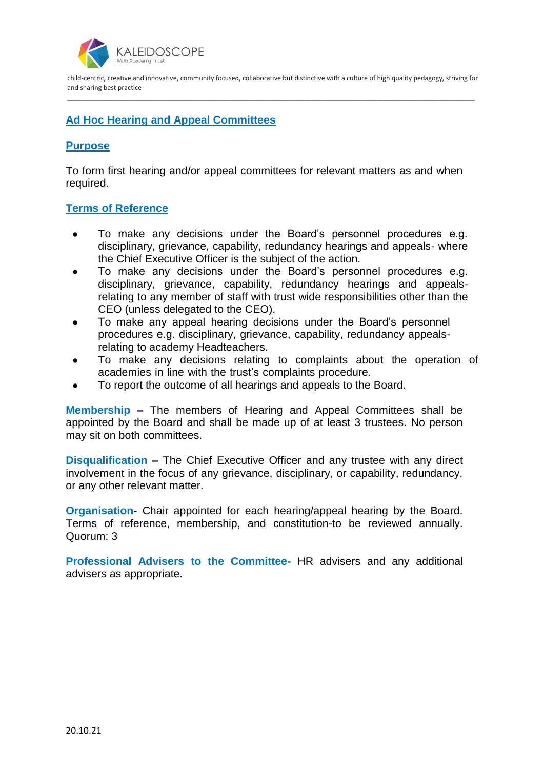## Ad Hoc Hearing and Appeal Committees

### Purpose

To form first hearing and/or appeal committees for relevant matters as and when required.

### Terms of Reference

- To make any decisions under the Board's personnel procedures e.g. disciplinary, grievance, capability, redundancy hearings and appeals- where the Chief Executive Officer is the subject of the action.
- To make any decisions under the Board's personnel procedures e.g. disciplinary, grievance, capability, redundancy hearings and appeals- relating to any member of staff with trust wide responsibilities other than the CEO (unless delegated to the CEO).
- To make any appeal hearing decisions under the Board's personnel procedures e.g. disciplinary, grievance, capability, redundancy appeals- relating to academy Headteachers.
- To make any decisions relating to complaints about the operation of academies in line with the trust's complaints procedure.
- To report the outcome of all hearings and appeals to the Board.

**Membership –** The members of Hearing and Appeal Committees shall be appointed by the Board and shall be made up of at least 3 trustees. No person may sit on both committees.

**Disqualification –** The Chief Executive Officer and any trustee with any direct involvement in the focus of any grievance, disciplinary, or capability, redundancy, or any other relevant matter.

**Organisation-** Chair appointed for each hearing/appeal hearing by the Board. Terms of reference, membership, and constitution-to be reviewed annually. Quorum: 3

**Professional Advisers to the Committee-** HR advisers and any additional advisers as appropriate.

20.10.21